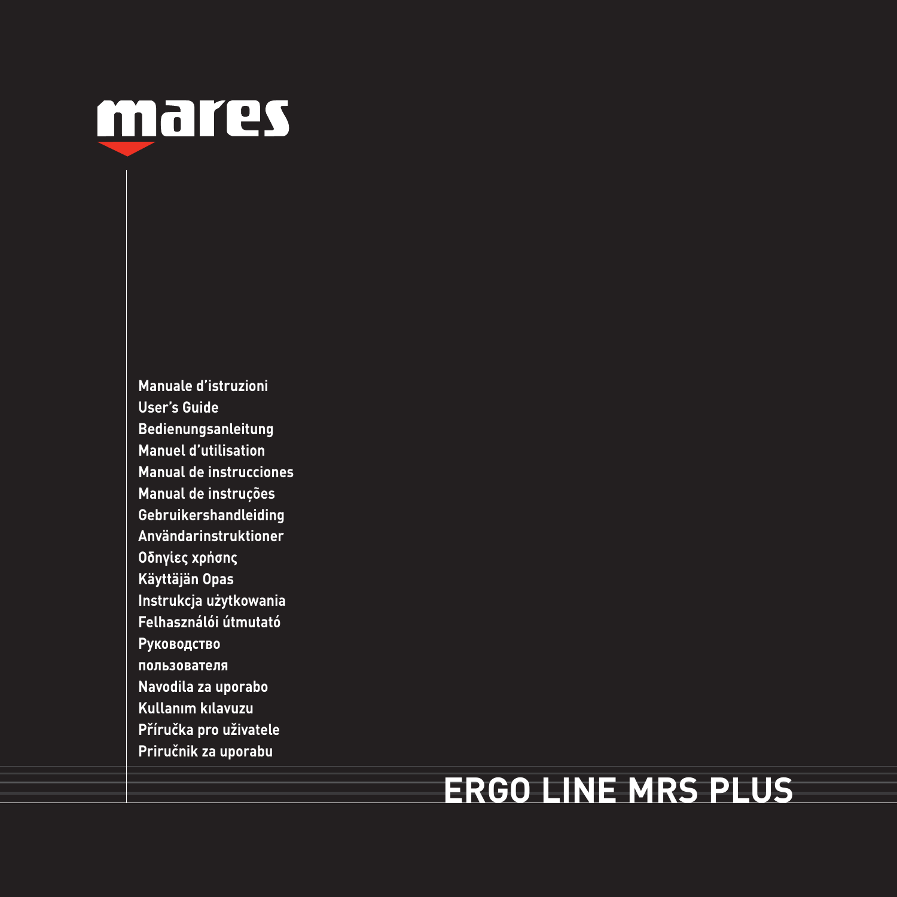mares

Manuale d'istruzioni
User's Guide
Bedienungsanleitung
Manuel d'utilisation
Manual de instrucciones
Manual de instruções
Gebruikershandleiding
Användarinstruktioner
Οδηγίες χρήσης
Käyttäjän Opas
Instrukcja użytkowania
Felhasználói útmutató
Руководство
пользователя
Navodila za uporabo
Kullanım kılavuzu
Příručka pro uživatele
Priručnik za uporabu

# ERGO LINE MRS PLUS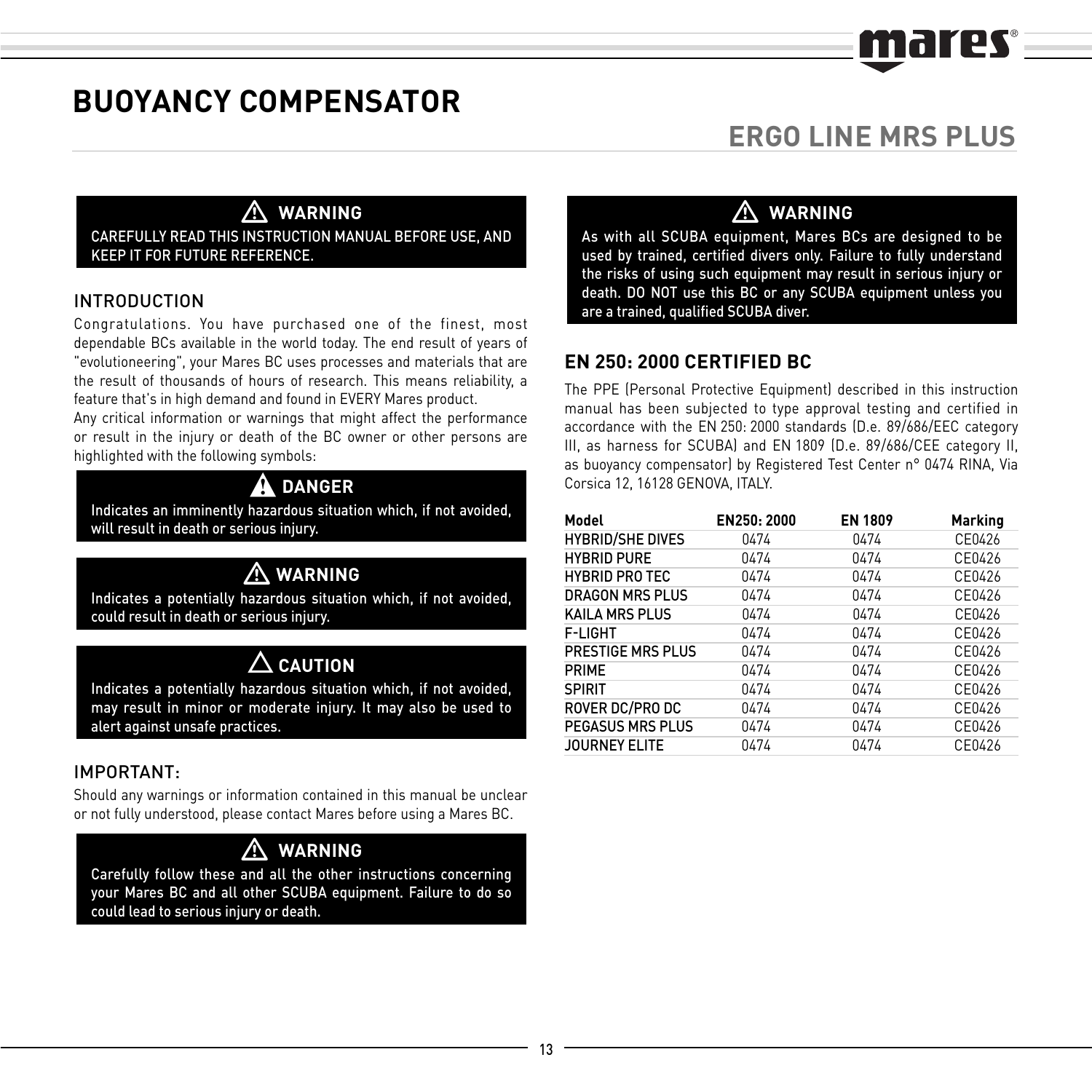# BUOYANCY COMPENSATOR

## ERGO LINE MRS PLUS

**⚠ WARNING**

CAREFULLY READ THIS INSTRUCTION MANUAL BEFORE USE, AND KEEP IT FOR FUTURE REFERENCE.

### INTRODUCTION

Congratulations. You have purchased one of the finest, most dependable BCs available in the world today. The end result of years of "evolutioneering", your Mares BC uses processes and materials that are the result of thousands of hours of research. This means reliability, a feature that's in high demand and found in EVERY Mares product.

Any critical information or warnings that might affect the performance or result in the injury or death of the BC owner or other persons are highlighted with the following symbols:

**⚠ DANGER**

Indicates an imminently hazardous situation which, if not avoided, will result in death or serious injury.

**⚠ WARNING**

Indicates a potentially hazardous situation which, if not avoided, could result in death or serious injury.

**⚠ CAUTION**

Indicates a potentially hazardous situation which, if not avoided, may result in minor or moderate injury. It may also be used to alert against unsafe practices.

### IMPORTANT:

Should any warnings or information contained in this manual be unclear or not fully understood, please contact Mares before using a Mares BC.

**⚠ WARNING**

Carefully follow these and all the other instructions concerning your Mares BC and all other SCUBA equipment. Failure to do so could lead to serious injury or death.

**⚠ WARNING**

As with all SCUBA equipment, Mares BCs are designed to be used by trained, certified divers only. Failure to fully understand the risks of using such equipment may result in serious injury or death. DO NOT use this BC or any SCUBA equipment unless you are a trained, qualified SCUBA diver.

### EN 250: 2000 CERTIFIED BC

The PPE (Personal Protective Equipment) described in this instruction manual has been subjected to type approval testing and certified in accordance with the EN 250: 2000 standards (D.e. 89/686/EEC category III, as harness for SCUBA) and EN 1809 (D.e. 89/686/CEE category II, as buoyancy compensator) by Registered Test Center n° 0474 RINA, Via Corsica 12, 16128 GENOVA, ITALY.

| Model | EN250: 2000 | EN 1809 | Marking |
|---|---|---|---|
| HYBRID/SHE DIVES | 0474 | 0474 | CE0426 |
| HYBRID PURE | 0474 | 0474 | CE0426 |
| HYBRID PRO TEC | 0474 | 0474 | CE0426 |
| DRAGON MRS PLUS | 0474 | 0474 | CE0426 |
| KAILA MRS PLUS | 0474 | 0474 | CE0426 |
| F-LIGHT | 0474 | 0474 | CE0426 |
| PRESTIGE MRS PLUS | 0474 | 0474 | CE0426 |
| PRIME | 0474 | 0474 | CE0426 |
| SPIRIT | 0474 | 0474 | CE0426 |
| ROVER DC/PRO DC | 0474 | 0474 | CE0426 |
| PEGASUS MRS PLUS | 0474 | 0474 | CE0426 |
| JOURNEY ELITE | 0474 | 0474 | CE0426 |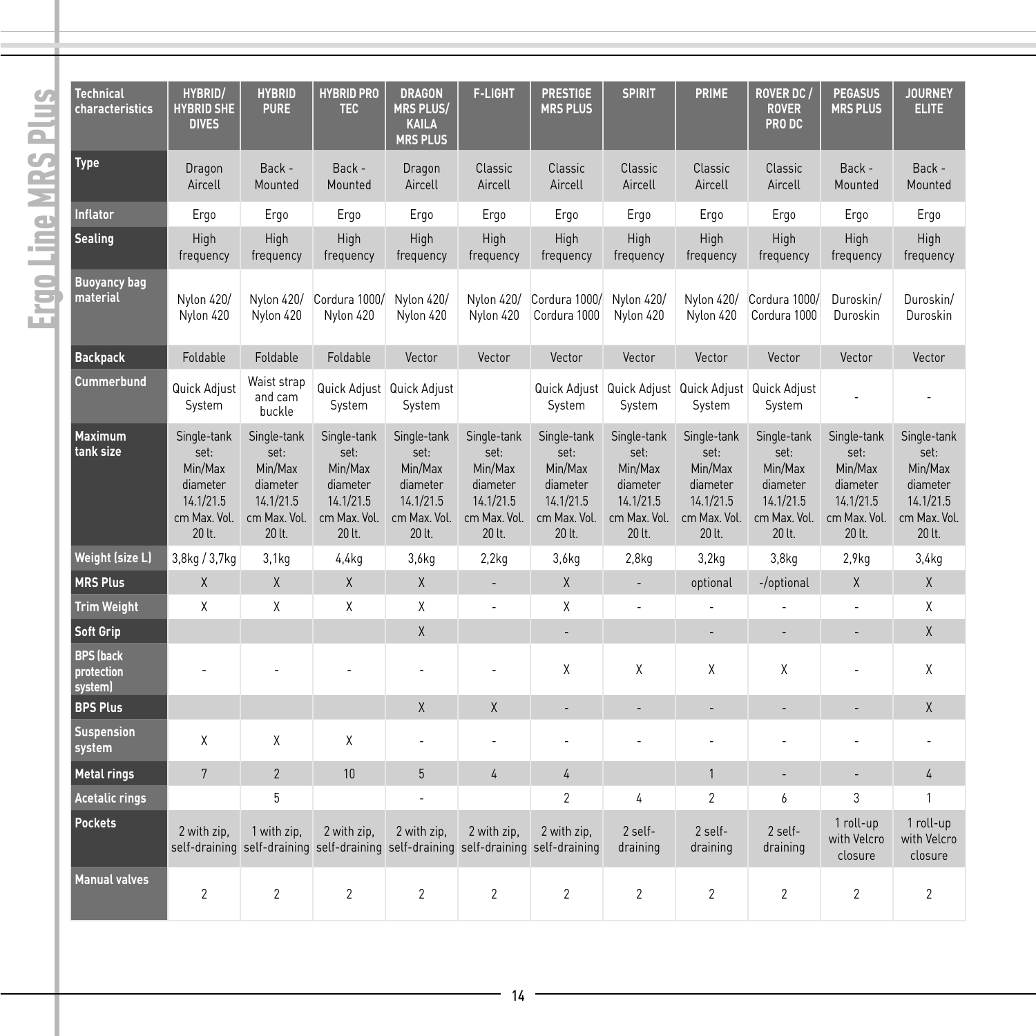# Ergo Line MRS Plus

| Technical characteristics | HYBRID/ HYBRID SHE DIVES | HYBRID PURE | HYBRID PRO TEC | DRAGON MRS PLUS/ KAILA MRS PLUS | F-LIGHT | PRESTIGE MRS PLUS | SPIRIT | PRIME | ROVER DC / ROVER PRO DC | PEGASUS MRS PLUS | JOURNEY ELITE |
|---|---|---|---|---|---|---|---|---|---|---|---|
| Type | Dragon Aircell | Back - Mounted | Back - Mounted | Dragon Aircell | Classic Aircell | Classic Aircell | Classic Aircell | Classic Aircell | Classic Aircell | Back - Mounted | Back - Mounted |
| Inflator | Ergo | Ergo | Ergo | Ergo | Ergo | Ergo | Ergo | Ergo | Ergo | Ergo | Ergo |
| Sealing | High frequency | High frequency | High frequency | High frequency | High frequency | High frequency | High frequency | High frequency | High frequency | High frequency | High frequency |
| Buoyancy bag material | Nylon 420/ Nylon 420 | Nylon 420/ Nylon 420 | Cordura 1000/ Nylon 420 | Nylon 420/ Nylon 420 | Nylon 420/ Nylon 420 | Cordura 1000/ Cordura 1000 | Nylon 420/ Nylon 420 | Nylon 420/ Nylon 420 | Cordura 1000/ Cordura 1000 | Duroskin/ Duroskin | Duroskin/ Duroskin |
| Backpack | Foldable | Foldable | Foldable | Vector | Vector | Vector | Vector | Vector | Vector | Vector | Vector |
| Cummerbund | Quick Adjust System | Waist strap and cam buckle | Quick Adjust System | Quick Adjust System | | Quick Adjust System | Quick Adjust System | Quick Adjust System | Quick Adjust System | - | - |
| Maximum tank size | Single-tank set: Min/Max diameter 14.1/21.5 cm Max. Vol. 20 lt. | Single-tank set: Min/Max diameter 14.1/21.5 cm Max. Vol. 20 lt. | Single-tank set: Min/Max diameter 14.1/21.5 cm Max. Vol. 20 lt. | Single-tank set: Min/Max diameter 14.1/21.5 cm Max. Vol. 20 lt. | Single-tank set: Min/Max diameter 14.1/21.5 cm Max. Vol. 20 lt. | Single-tank set: Min/Max diameter 14.1/21.5 cm Max. Vol. 20 lt. | Single-tank set: Min/Max diameter 14.1/21.5 cm Max. Vol. 20 lt. | Single-tank set: Min/Max diameter 14.1/21.5 cm Max. Vol. 20 lt. | Single-tank set: Min/Max diameter 14.1/21.5 cm Max. Vol. 20 lt. | Single-tank set: Min/Max diameter 14.1/21.5 cm Max. Vol. 20 lt. | Single-tank set: Min/Max diameter 14.1/21.5 cm Max. Vol. 20 lt. |
| Weight (size L) | 3,8kg / 3,7kg | 3,1kg | 4,4kg | 3,6kg | 2,2kg | 3,6kg | 2,8kg | 3,2kg | 3,8kg | 2,9kg | 3,4kg |
| MRS Plus | X | X | X | X | - | X | - | optional | -/optional | X | X |
| Trim Weight | X | X | X | X | - | X | - | - | - | - | X |
| Soft Grip | | | | X | | - | | - | - | - | X |
| BPS (back protection system) | - | - | - | - | - | X | X | X | X | - | X |
| BPS Plus | | | | X | X | - | - | - | - | - | X |
| Suspension system | X | X | X | - | - | - | - | - | - | - | - |
| Metal rings | 7 | 2 | 10 | 5 | 4 | 4 | | 1 | - | - | 4 |
| Acetalic rings | | 5 | | - | | 2 | 4 | 2 | 6 | 3 | 1 |
| Pockets | 2 with zip, self-draining | 1 with zip, self-draining | 2 with zip, self-draining | 2 with zip, self-draining | 2 with zip, self-draining | 2 with zip, self-draining | 2 self-draining | 2 self-draining | 2 self-draining | 1 roll-up with Velcro closure | 1 roll-up with Velcro closure |
| Manual valves | 2 | 2 | 2 | 2 | 2 | 2 | 2 | 2 | 2 | 2 | 2 |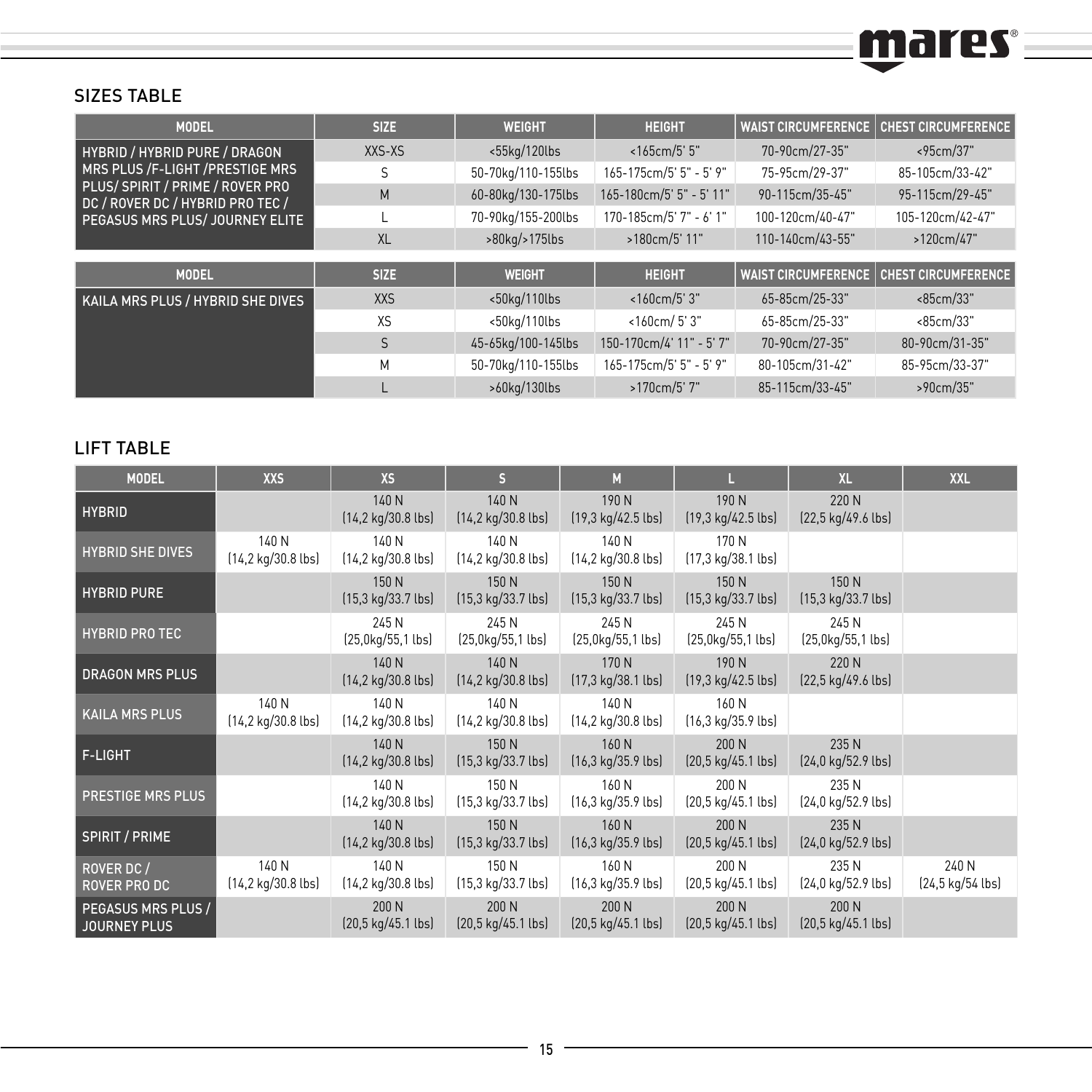## SIZES TABLE

| MODEL | SIZE | WEIGHT | HEIGHT | WAIST CIRCUMFERENCE | CHEST CIRCUMFERENCE |
|---|---|---|---|---|---|
| HYBRID / HYBRID PURE / DRAGON MRS PLUS /F-LIGHT /PRESTIGE MRS PLUS/ SPIRIT / PRIME / ROVER PRO DC / ROVER DC / HYBRID PRO TEC / PEGASUS MRS PLUS/ JOURNEY ELITE | XXS-XS | <55kg/120lbs | <165cm/5' 5" | 70-90cm/27-35" | <95cm/37" |
| | S | 50-70kg/110-155lbs | 165-175cm/5' 5" - 5' 9" | 75-95cm/29-37" | 85-105cm/33-42" |
| | M | 60-80kg/130-175lbs | 165-180cm/5' 5" - 5' 11" | 90-115cm/35-45" | 95-115cm/29-45" |
| | L | 70-90kg/155-200lbs | 170-185cm/5' 7" - 6' 1" | 100-120cm/40-47" | 105-120cm/42-47" |
| | XL | >80kg/>175lbs | >180cm/5' 11" | 110-140cm/43-55" | >120cm/47" |

| MODEL | SIZE | WEIGHT | HEIGHT | WAIST CIRCUMFERENCE | CHEST CIRCUMFERENCE |
|---|---|---|---|---|---|
| KAILA MRS PLUS / HYBRID SHE DIVES | XXS | <50kg/110lbs | <160cm/5' 3" | 65-85cm/25-33" | <85cm/33" |
| | XS | <50kg/110lbs | <160cm/ 5' 3" | 65-85cm/25-33" | <85cm/33" |
| | S | 45-65kg/100-145lbs | 150-170cm/4' 11" - 5' 7" | 70-90cm/27-35" | 80-90cm/31-35" |
| | M | 50-70kg/110-155lbs | 165-175cm/5' 5" - 5' 9" | 80-105cm/31-42" | 85-95cm/33-37" |
| | L | >60kg/130lbs | >170cm/5' 7" | 85-115cm/33-45" | >90cm/35" |

## LIFT TABLE

| MODEL | XXS | XS | S | M | L | XL | XXL |
|---|---|---|---|---|---|---|---|
| HYBRID | | 140 N (14,2 kg/30.8 lbs) | 140 N (14,2 kg/30.8 lbs) | 190 N (19,3 kg/42.5 lbs) | 190 N (19,3 kg/42.5 lbs) | 220 N (22,5 kg/49.6 lbs) | |
| HYBRID SHE DIVES | 140 N (14,2 kg/30.8 lbs) | 140 N (14,2 kg/30.8 lbs) | 140 N (14,2 kg/30.8 lbs) | 140 N (14,2 kg/30.8 lbs) | 170 N (17,3 kg/38.1 lbs) | | |
| HYBRID PURE | | 150 N (15,3 kg/33.7 lbs) | 150 N (15,3 kg/33.7 lbs) | 150 N (15,3 kg/33.7 lbs) | 150 N (15,3 kg/33.7 lbs) | 150 N (15,3 kg/33.7 lbs) | |
| HYBRID PRO TEC | | 245 N (25,0kg/55,1 lbs) | 245 N (25,0kg/55,1 lbs) | 245 N (25,0kg/55,1 lbs) | 245 N (25,0kg/55,1 lbs) | 245 N (25,0kg/55,1 lbs) | |
| DRAGON MRS PLUS | | 140 N (14,2 kg/30.8 lbs) | 140 N (14,2 kg/30.8 lbs) | 170 N (17,3 kg/38.1 lbs) | 190 N (19,3 kg/42.5 lbs) | 220 N (22,5 kg/49.6 lbs) | |
| KAILA MRS PLUS | 140 N (14,2 kg/30.8 lbs) | 140 N (14,2 kg/30.8 lbs) | 140 N (14,2 kg/30.8 lbs) | 140 N (14,2 kg/30.8 lbs) | 160 N (16,3 kg/35.9 lbs) | | |
| F-LIGHT | | 140 N (14,2 kg/30.8 lbs) | 150 N (15,3 kg/33.7 lbs) | 160 N (16,3 kg/35.9 lbs) | 200 N (20,5 kg/45.1 lbs) | 235 N (24,0 kg/52.9 lbs) | |
| PRESTIGE MRS PLUS | | 140 N (14,2 kg/30.8 lbs) | 150 N (15,3 kg/33.7 lbs) | 160 N (16,3 kg/35.9 lbs) | 200 N (20,5 kg/45.1 lbs) | 235 N (24,0 kg/52.9 lbs) | |
| SPIRIT / PRIME | | 140 N (14,2 kg/30.8 lbs) | 150 N (15,3 kg/33.7 lbs) | 160 N (16,3 kg/35.9 lbs) | 200 N (20,5 kg/45.1 lbs) | 235 N (24,0 kg/52.9 lbs) | |
| ROVER DC / ROVER PRO DC | 140 N (14,2 kg/30.8 lbs) | 140 N (14,2 kg/30.8 lbs) | 150 N (15,3 kg/33.7 lbs) | 160 N (16,3 kg/35.9 lbs) | 200 N (20,5 kg/45.1 lbs) | 235 N (24,0 kg/52.9 lbs) | 240 N (24,5 kg/54 lbs) |
| PEGASUS MRS PLUS / JOURNEY PLUS | | 200 N (20,5 kg/45.1 lbs) | 200 N (20,5 kg/45.1 lbs) | 200 N (20,5 kg/45.1 lbs) | 200 N (20,5 kg/45.1 lbs) | 200 N (20,5 kg/45.1 lbs) | |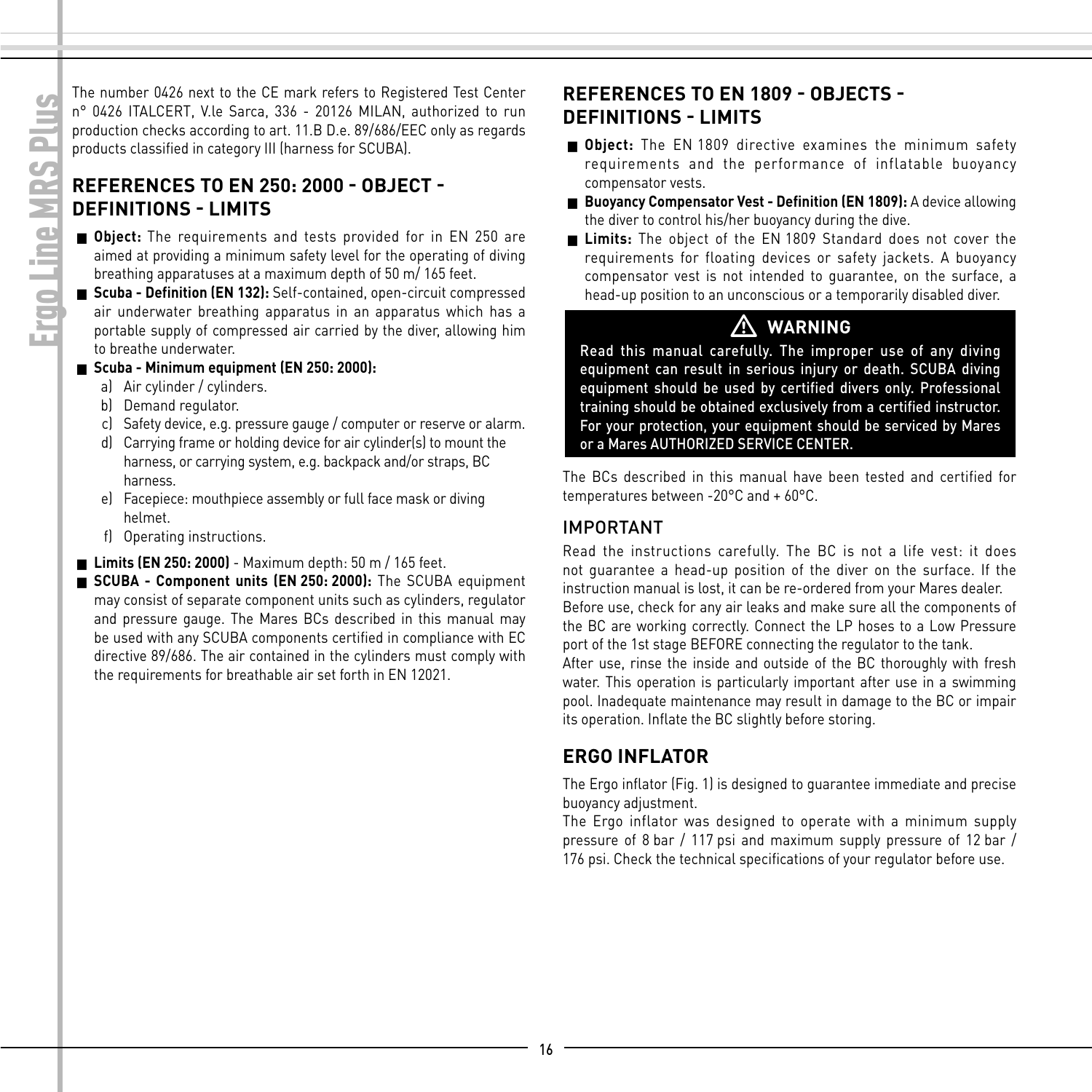The number 0426 next to the CE mark refers to Registered Test Center n° 0426 ITALCERT, V.le Sarca, 336 - 20126 MILAN, authorized to run production checks according to art. 11.B D.e. 89/686/EEC only as regards products classified in category III (harness for SCUBA).

## REFERENCES TO EN 250: 2000 - OBJECT - DEFINITIONS - LIMITS

- **Object:** The requirements and tests provided for in EN 250 are aimed at providing a minimum safety level for the operating of diving breathing apparatuses at a maximum depth of 50 m/ 165 feet.
- **Scuba - Definition (EN 132):** Self-contained, open-circuit compressed air underwater breathing apparatus in an apparatus which has a portable supply of compressed air carried by the diver, allowing him to breathe underwater.
- **Scuba - Minimum equipment (EN 250: 2000):**
  - a) Air cylinder / cylinders.
  - b) Demand regulator.
  - c) Safety device, e.g. pressure gauge / computer or reserve or alarm.
  - d) Carrying frame or holding device for air cylinder(s) to mount the harness, or carrying system, e.g. backpack and/or straps, BC harness.
  - e) Facepiece: mouthpiece assembly or full face mask or diving helmet.
  - f) Operating instructions.
- **Limits (EN 250: 2000)** - Maximum depth: 50 m / 165 feet.
- **SCUBA - Component units (EN 250: 2000):** The SCUBA equipment may consist of separate component units such as cylinders, regulator and pressure gauge. The Mares BCs described in this manual may be used with any SCUBA components certified in compliance with EC directive 89/686. The air contained in the cylinders must comply with the requirements for breathable air set forth in EN 12021.

## REFERENCES TO EN 1809 - OBJECTS - DEFINITIONS - LIMITS

- **Object:** The EN 1809 directive examines the minimum safety requirements and the performance of inflatable buoyancy compensator vests.
- **Buoyancy Compensator Vest - Definition (EN 1809):** A device allowing the diver to control his/her buoyancy during the dive.
- **Limits:** The object of the EN 1809 Standard does not cover the requirements for floating devices or safety jackets. A buoyancy compensator vest is not intended to guarantee, on the surface, a head-up position to an unconscious or a temporarily disabled diver.

**⚠ WARNING**

Read this manual carefully. The improper use of any diving equipment can result in serious injury or death. SCUBA diving equipment should be used by certified divers only. Professional training should be obtained exclusively from a certified instructor. For your protection, your equipment should be serviced by Mares or a Mares AUTHORIZED SERVICE CENTER.

The BCs described in this manual have been tested and certified for temperatures between -20°C and + 60°C.

### IMPORTANT

Read the instructions carefully. The BC is not a life vest: it does not guarantee a head-up position of the diver on the surface. If the instruction manual is lost, it can be re-ordered from your Mares dealer.
Before use, check for any air leaks and make sure all the components of the BC are working correctly. Connect the LP hoses to a Low Pressure port of the 1st stage BEFORE connecting the regulator to the tank.
After use, rinse the inside and outside of the BC thoroughly with fresh water. This operation is particularly important after use in a swimming pool. Inadequate maintenance may result in damage to the BC or impair its operation. Inflate the BC slightly before storing.

## ERGO INFLATOR

The Ergo inflator (Fig. 1) is designed to guarantee immediate and precise buoyancy adjustment.
The Ergo inflator was designed to operate with a minimum supply pressure of 8 bar / 117 psi and maximum supply pressure of 12 bar / 176 psi. Check the technical specifications of your regulator before use.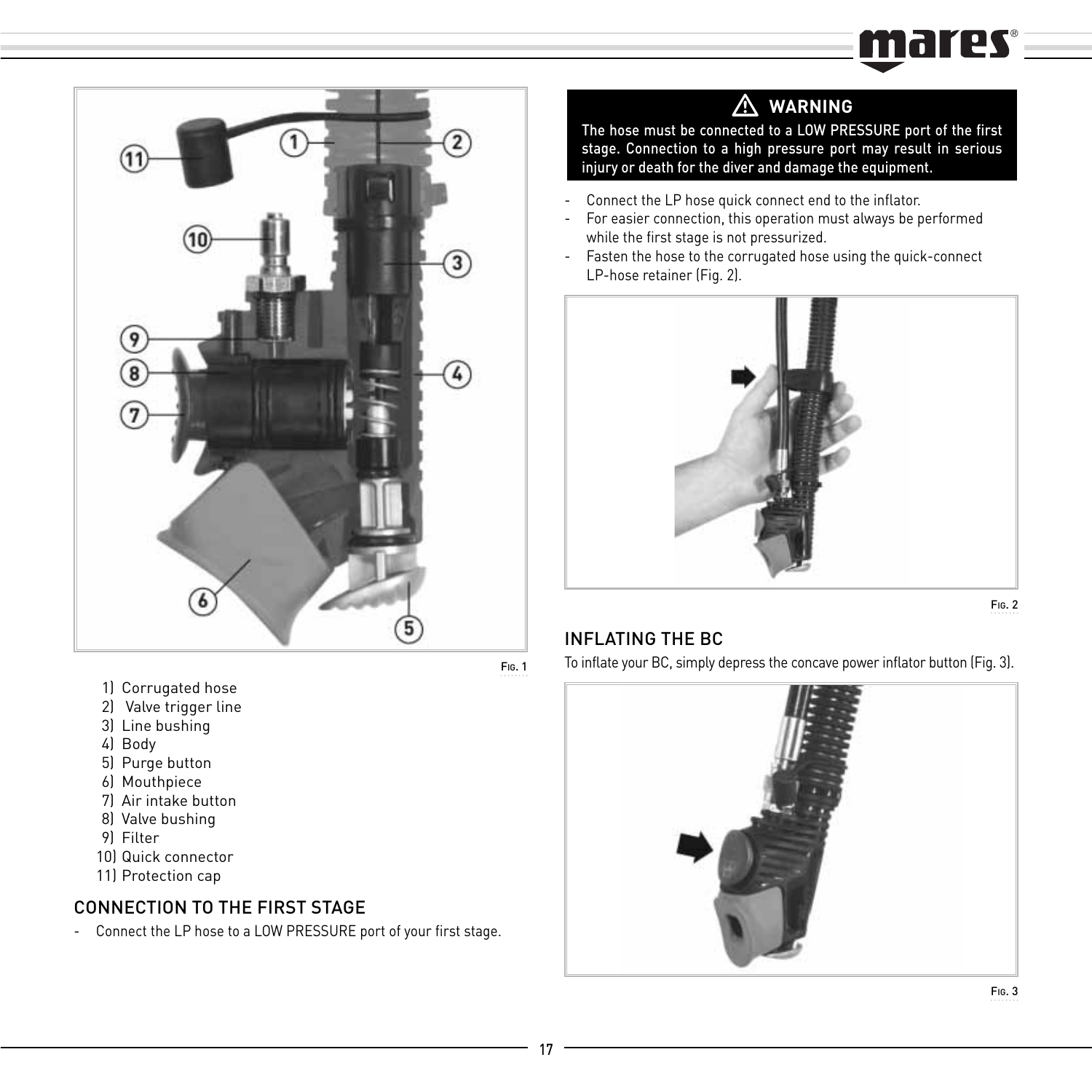Fig. 1

1) Corrugated hose
2) Valve trigger line
3) Line bushing
4) Body
5) Purge button
6) Mouthpiece
7) Air intake button
8) Valve bushing
9) Filter
10) Quick connector
11) Protection cap

## CONNECTION TO THE FIRST STAGE

- Connect the LP hose to a LOW PRESSURE port of your first stage.

> ⚠ **WARNING**
>
> The hose must be connected to a LOW PRESSURE port of the first stage. Connection to a high pressure port may result in serious injury or death for the diver and damage the equipment.

- Connect the LP hose quick connect end to the inflator.
- For easier connection, this operation must always be performed while the first stage is not pressurized.
- Fasten the hose to the corrugated hose using the quick-connect LP-hose retainer (Fig. 2).

Fig. 2

## INFLATING THE BC

To inflate your BC, simply depress the concave power inflator button (Fig. 3).

Fig. 3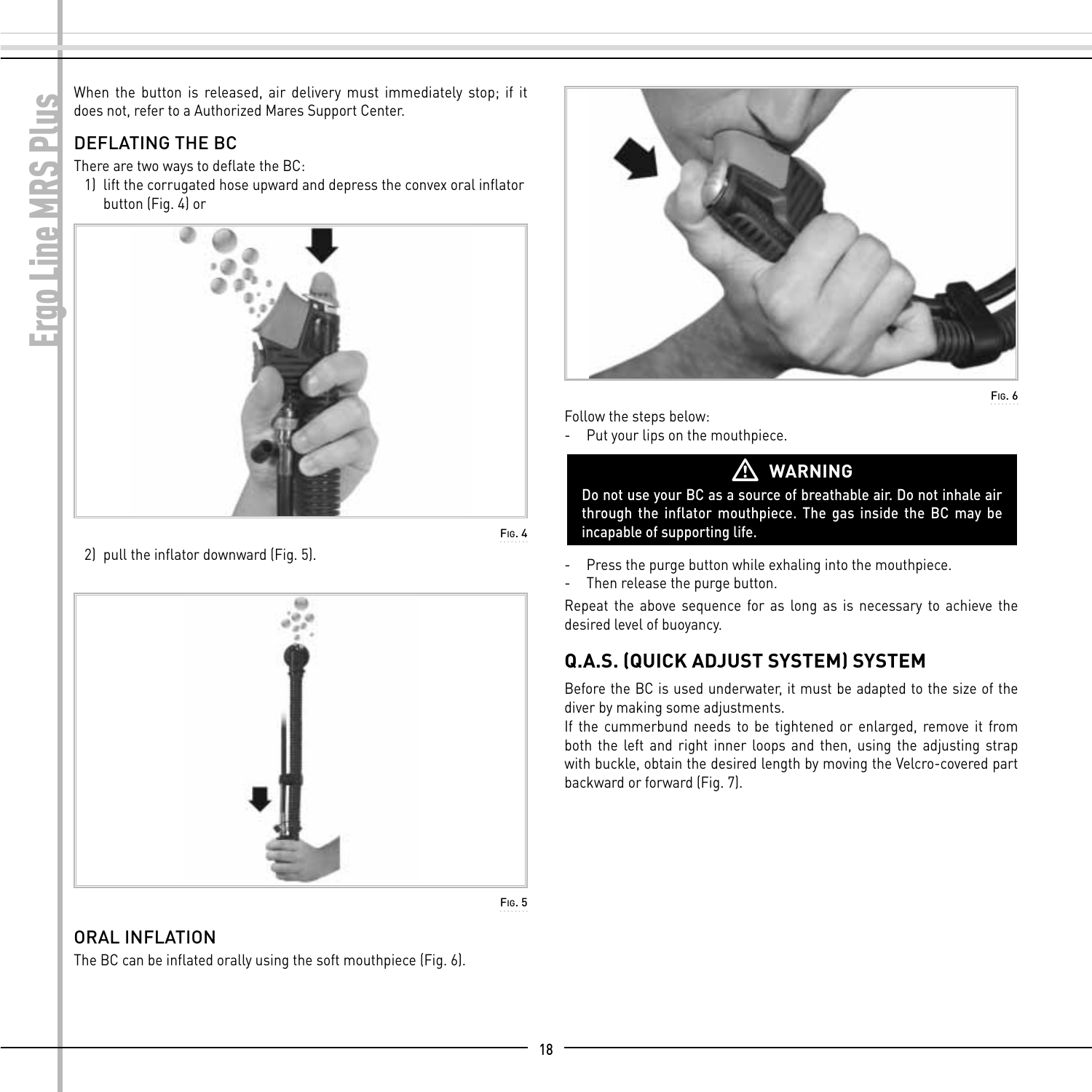When the button is released, air delivery must immediately stop; if it does not, refer to a Authorized Mares Support Center.

## DEFLATING THE BC

There are two ways to deflate the BC:

1) lift the corrugated hose upward and depress the convex oral inflator button (Fig. 4) or

FIG. 4

2) pull the inflator downward (Fig. 5).

FIG. 5

## ORAL INFLATION

The BC can be inflated orally using the soft mouthpiece (Fig. 6).

FIG. 6

Follow the steps below:

- Put your lips on the mouthpiece.

> ⚠ **WARNING**
>
> Do not use your BC as a source of breathable air. Do not inhale air through the inflator mouthpiece. The gas inside the BC may be incapable of supporting life.

- Press the purge button while exhaling into the mouthpiece.
- Then release the purge button.

Repeat the above sequence for as long as is necessary to achieve the desired level of buoyancy.

## Q.A.S. (QUICK ADJUST SYSTEM) SYSTEM

Before the BC is used underwater, it must be adapted to the size of the diver by making some adjustments.

If the cummerbund needs to be tightened or enlarged, remove it from both the left and right inner loops and then, using the adjusting strap with buckle, obtain the desired length by moving the Velcro-covered part backward or forward (Fig. 7).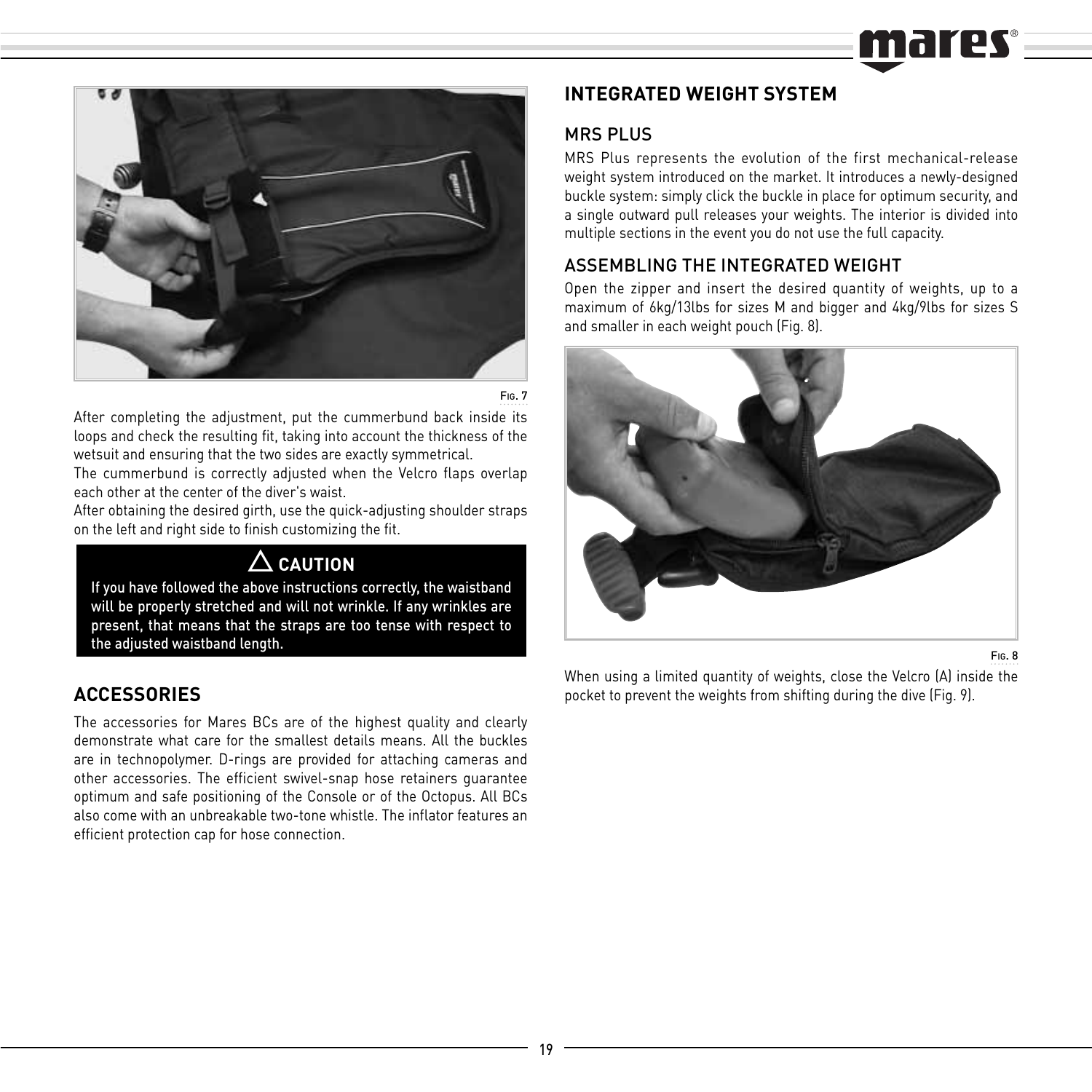Fig. 7

After completing the adjustment, put the cummerbund back inside its loops and check the resulting fit, taking into account the thickness of the wetsuit and ensuring that the two sides are exactly symmetrical.

The cummerbund is correctly adjusted when the Velcro flaps overlap each other at the center of the diver's waist.

After obtaining the desired girth, use the quick-adjusting shoulder straps on the left and right side to finish customizing the fit.

**⚠ CAUTION**

**If you have followed the above instructions correctly, the waistband will be properly stretched and will not wrinkle. If any wrinkles are present, that means that the straps are too tense with respect to the adjusted waistband length.**

## ACCESSORIES

The accessories for Mares BCs are of the highest quality and clearly demonstrate what care for the smallest details means. All the buckles are in technopolymer. D-rings are provided for attaching cameras and other accessories. The efficient swivel-snap hose retainers guarantee optimum and safe positioning of the Console or of the Octopus. All BCs also come with an unbreakable two-tone whistle. The inflator features an efficient protection cap for hose connection.

## INTEGRATED WEIGHT SYSTEM

### MRS PLUS

MRS Plus represents the evolution of the first mechanical-release weight system introduced on the market. It introduces a newly-designed buckle system: simply click the buckle in place for optimum security, and a single outward pull releases your weights. The interior is divided into multiple sections in the event you do not use the full capacity.

### ASSEMBLING THE INTEGRATED WEIGHT

Open the zipper and insert the desired quantity of weights, up to a maximum of 6kg/13lbs for sizes M and bigger and 4kg/9lbs for sizes S and smaller in each weight pouch (Fig. 8).

Fig. 8

When using a limited quantity of weights, close the Velcro (A) inside the pocket to prevent the weights from shifting during the dive (Fig. 9).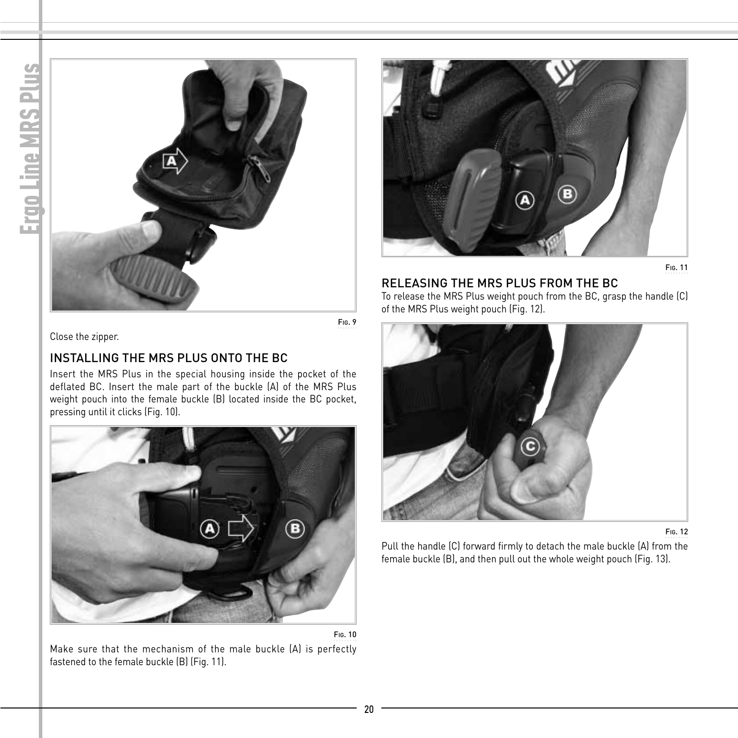Fig. 9

Close the zipper.

## INSTALLING THE MRS PLUS ONTO THE BC

Insert the MRS Plus in the special housing inside the pocket of the deflated BC. Insert the male part of the buckle (A) of the MRS Plus weight pouch into the female buckle (B) located inside the BC pocket, pressing until it clicks (Fig. 10).

Fig. 10

Make sure that the mechanism of the male buckle (A) is perfectly fastened to the female buckle (B) (Fig. 11).

Fig. 11

## RELEASING THE MRS PLUS FROM THE BC

To release the MRS Plus weight pouch from the BC, grasp the handle (C) of the MRS Plus weight pouch (Fig. 12).

Fig. 12

Pull the handle (C) forward firmly to detach the male buckle (A) from the female buckle (B), and then pull out the whole weight pouch (Fig. 13).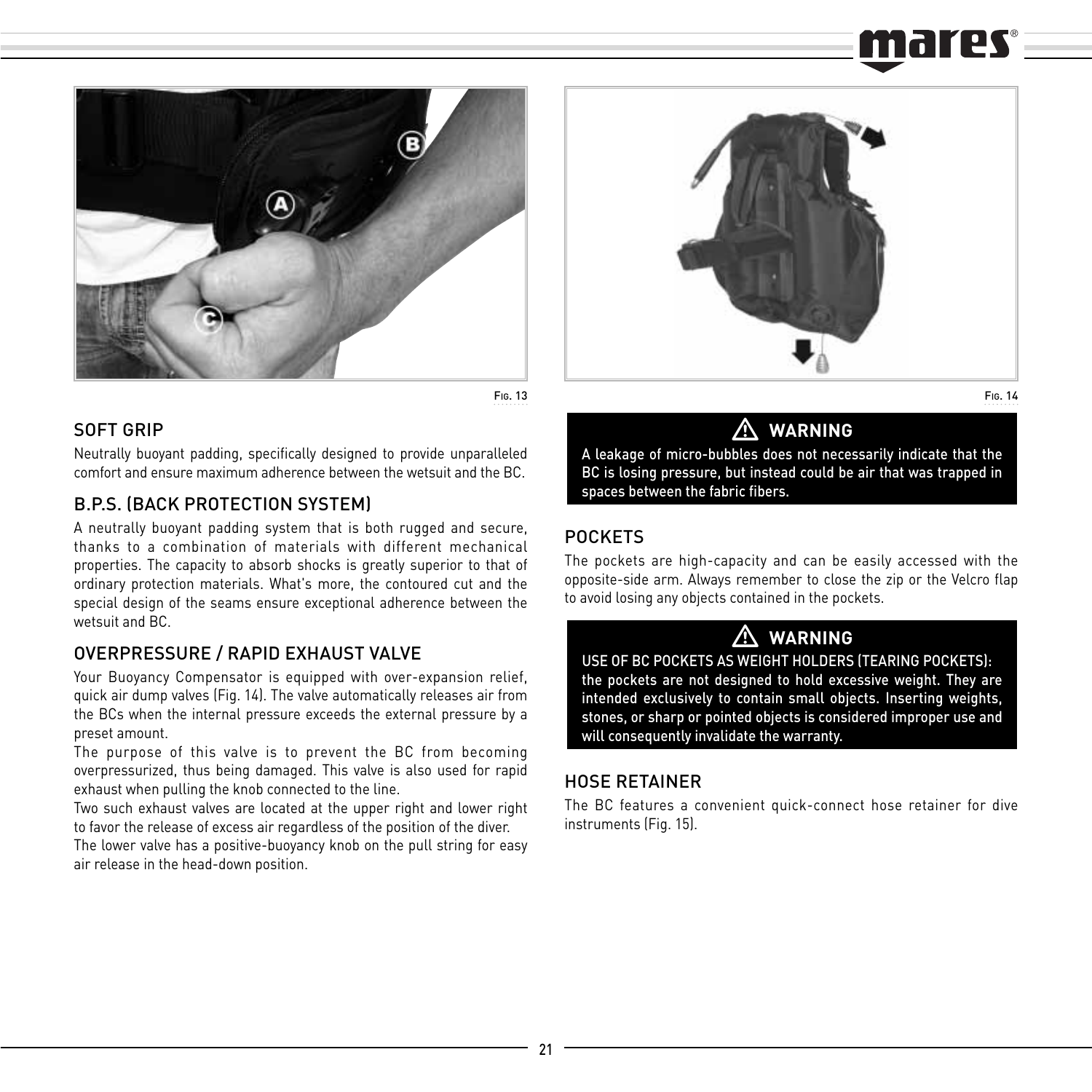Fig. 13

## SOFT GRIP

Neutrally buoyant padding, specifically designed to provide unparalleled comfort and ensure maximum adherence between the wetsuit and the BC.

## B.P.S. (BACK PROTECTION SYSTEM)

A neutrally buoyant padding system that is both rugged and secure, thanks to a combination of materials with different mechanical properties. The capacity to absorb shocks is greatly superior to that of ordinary protection materials. What's more, the contoured cut and the special design of the seams ensure exceptional adherence between the wetsuit and BC.

## OVERPRESSURE / RAPID EXHAUST VALVE

Your Buoyancy Compensator is equipped with over-expansion relief, quick air dump valves (Fig. 14). The valve automatically releases air from the BCs when the internal pressure exceeds the external pressure by a preset amount.

The purpose of this valve is to prevent the BC from becoming overpressurized, thus being damaged. This valve is also used for rapid exhaust when pulling the knob connected to the line.

Two such exhaust valves are located at the upper right and lower right to favor the release of excess air regardless of the position of the diver.

The lower valve has a positive-buoyancy knob on the pull string for easy air release in the head-down position.

Fig. 14

> **⚠ WARNING**
>
> A leakage of micro-bubbles does not necessarily indicate that the BC is losing pressure, but instead could be air that was trapped in spaces between the fabric fibers.

## POCKETS

The pockets are high-capacity and can be easily accessed with the opposite-side arm. Always remember to close the zip or the Velcro flap to avoid losing any objects contained in the pockets.

> **⚠ WARNING**
>
> USE OF BC POCKETS AS WEIGHT HOLDERS (TEARING POCKETS): the pockets are not designed to hold excessive weight. They are intended exclusively to contain small objects. Inserting weights, stones, or sharp or pointed objects is considered improper use and will consequently invalidate the warranty.

## HOSE RETAINER

The BC features a convenient quick-connect hose retainer for dive instruments (Fig. 15).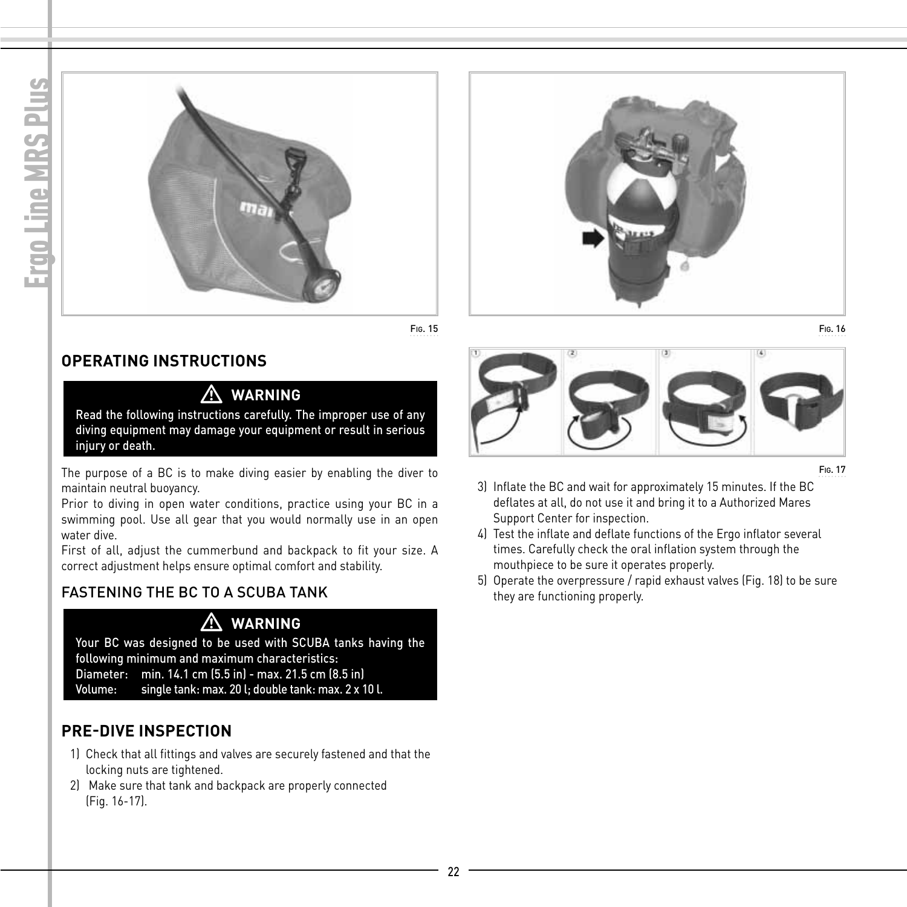Fig. 15

Fig. 16

Fig. 17

## OPERATING INSTRUCTIONS

**⚠ WARNING**

Read the following instructions carefully. The improper use of any diving equipment may damage your equipment or result in serious injury or death.

The purpose of a BC is to make diving easier by enabling the diver to maintain neutral buoyancy.

Prior to diving in open water conditions, practice using your BC in a swimming pool. Use all gear that you would normally use in an open water dive.

First of all, adjust the cummerbund and backpack to fit your size. A correct adjustment helps ensure optimal comfort and stability.

### FASTENING THE BC TO A SCUBA TANK

**⚠ WARNING**

Your BC was designed to be used with SCUBA tanks having the following minimum and maximum characteristics:

Diameter: min. 14.1 cm (5.5 in) - max. 21.5 cm (8.5 in)

Volume: single tank: max. 20 l; double tank: max. 2 x 10 l.

## PRE-DIVE INSPECTION

1) Check that all fittings and valves are securely fastened and that the locking nuts are tightened.
2) Make sure that tank and backpack are properly connected (Fig. 16-17).
3) Inflate the BC and wait for approximately 15 minutes. If the BC deflates at all, do not use it and bring it to a Authorized Mares Support Center for inspection.
4) Test the inflate and deflate functions of the Ergo inflator several times. Carefully check the oral inflation system through the mouthpiece to be sure it operates properly.
5) Operate the overpressure / rapid exhaust valves (Fig. 18) to be sure they are functioning properly.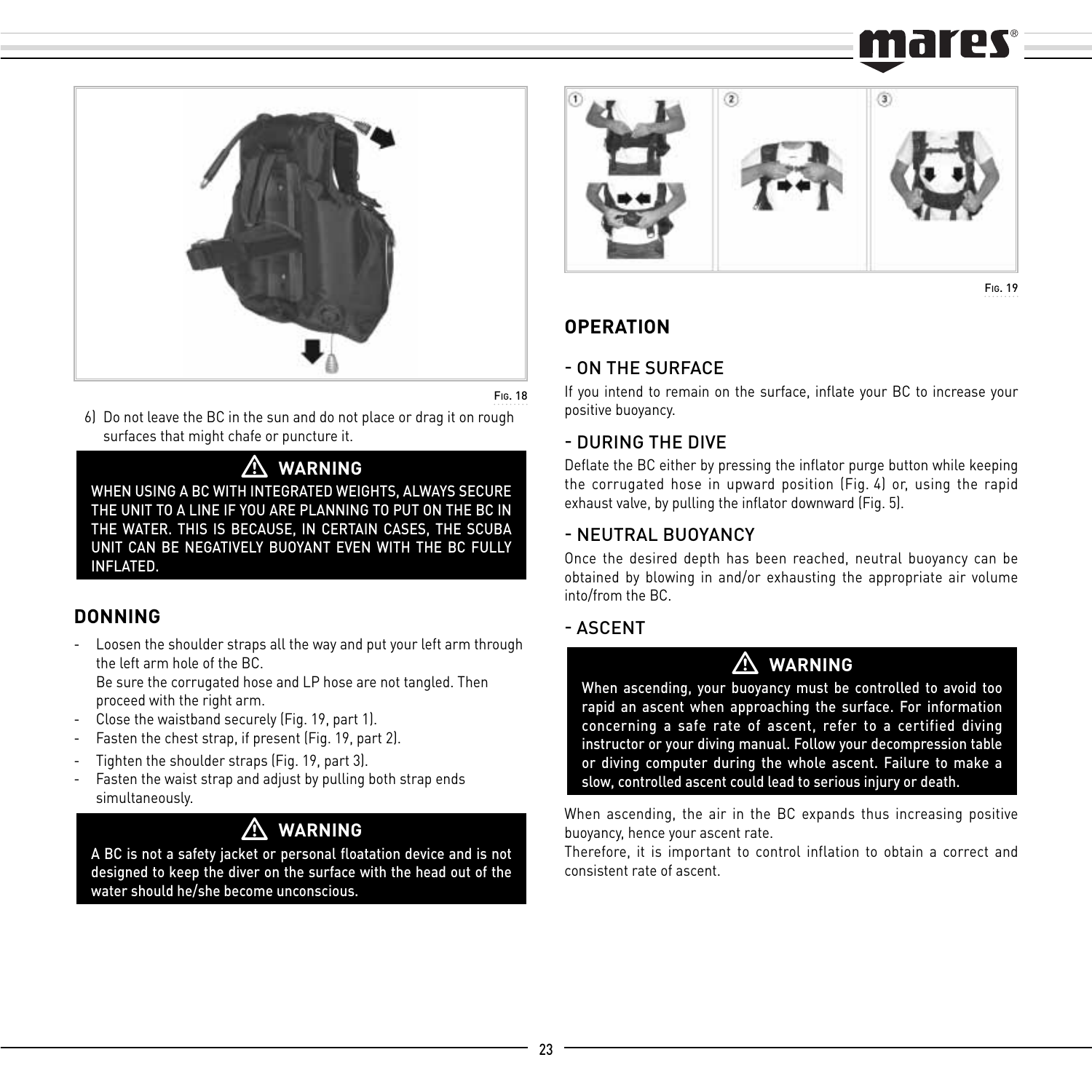Fig. 18

6) Do not leave the BC in the sun and do not place or drag it on rough surfaces that might chafe or puncture it.

> ⚠ **WARNING**
> WHEN USING A BC WITH INTEGRATED WEIGHTS, ALWAYS SECURE THE UNIT TO A LINE IF YOU ARE PLANNING TO PUT ON THE BC IN THE WATER. THIS IS BECAUSE, IN CERTAIN CASES, THE SCUBA UNIT CAN BE NEGATIVELY BUOYANT EVEN WITH THE BC FULLY INFLATED.

## DONNING

- Loosen the shoulder straps all the way and put your left arm through the left arm hole of the BC.
  Be sure the corrugated hose and LP hose are not tangled. Then proceed with the right arm.
- Close the waistband securely (Fig. 19, part 1).
- Fasten the chest strap, if present (Fig. 19, part 2).
- Tighten the shoulder straps (Fig. 19, part 3).
- Fasten the waist strap and adjust by pulling both strap ends simultaneously.

> ⚠ **WARNING**
> A BC is not a safety jacket or personal floatation device and is not designed to keep the diver on the surface with the head out of the water should he/she become unconscious.

Fig. 19

## OPERATION

### - ON THE SURFACE

If you intend to remain on the surface, inflate your BC to increase your positive buoyancy.

### - DURING THE DIVE

Deflate the BC either by pressing the inflator purge button while keeping the corrugated hose in upward position (Fig. 4) or, using the rapid exhaust valve, by pulling the inflator downward (Fig. 5).

### - NEUTRAL BUOYANCY

Once the desired depth has been reached, neutral buoyancy can be obtained by blowing in and/or exhausting the appropriate air volume into/from the BC.

### - ASCENT

> ⚠ **WARNING**
> When ascending, your buoyancy must be controlled to avoid too rapid an ascent when approaching the surface. For information concerning a safe rate of ascent, refer to a certified diving instructor or your diving manual. Follow your decompression table or diving computer during the whole ascent. Failure to make a slow, controlled ascent could lead to serious injury or death.

When ascending, the air in the BC expands thus increasing positive buoyancy, hence your ascent rate.
Therefore, it is important to control inflation to obtain a correct and consistent rate of ascent.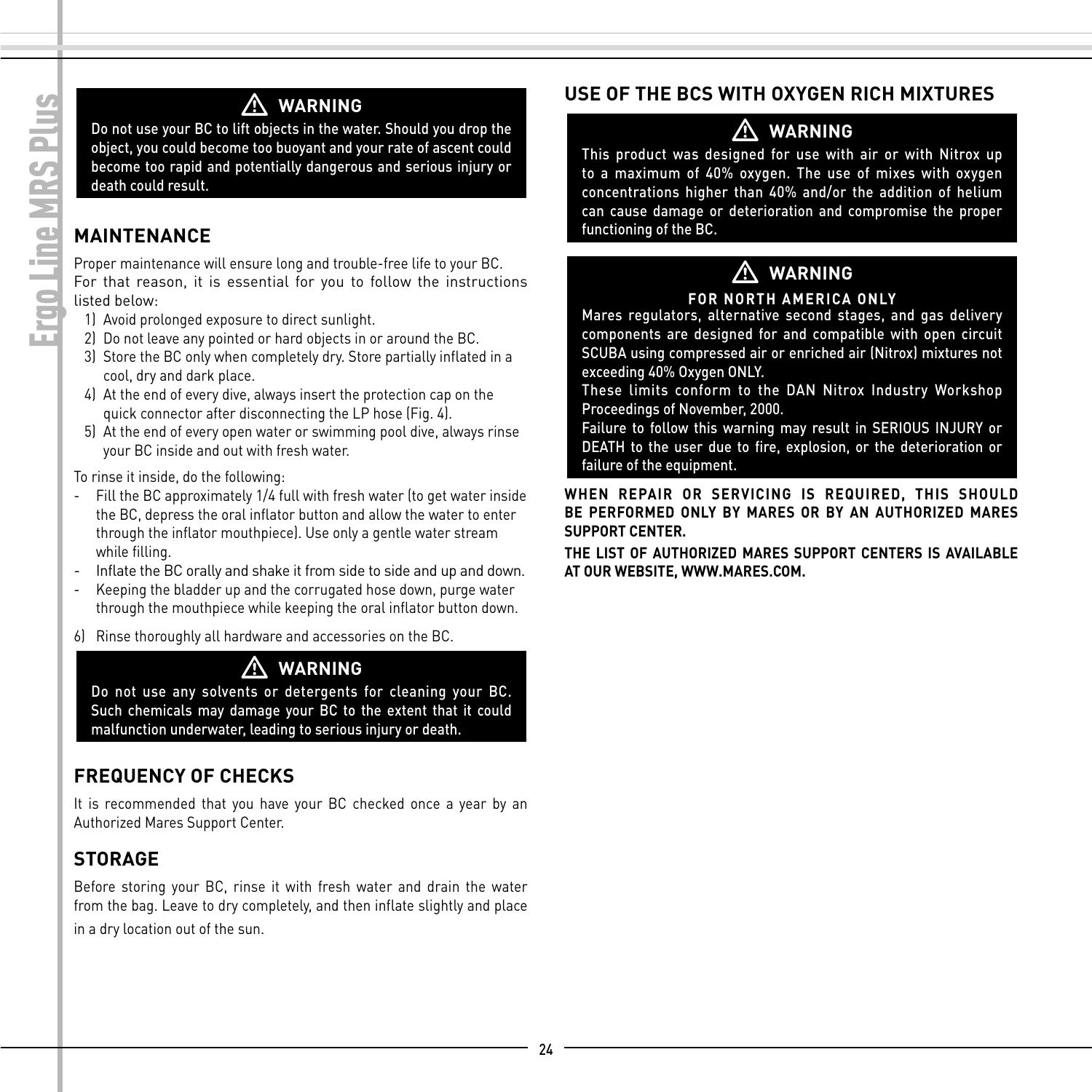**⚠ WARNING**

**Do not use your BC to lift objects in the water. Should you drop the object, you could become too buoyant and your rate of ascent could become too rapid and potentially dangerous and serious injury or death could result.**

## MAINTENANCE

Proper maintenance will ensure long and trouble-free life to your BC. For that reason, it is essential for you to follow the instructions listed below:

1) Avoid prolonged exposure to direct sunlight.
2) Do not leave any pointed or hard objects in or around the BC.
3) Store the BC only when completely dry. Store partially inflated in a cool, dry and dark place.
4) At the end of every dive, always insert the protection cap on the quick connector after disconnecting the LP hose (Fig. 4).
5) At the end of every open water or swimming pool dive, always rinse your BC inside and out with fresh water.

To rinse it inside, do the following:

- Fill the BC approximately 1/4 full with fresh water (to get water inside the BC, depress the oral inflator button and allow the water to enter through the inflator mouthpiece). Use only a gentle water stream while filling.
- Inflate the BC orally and shake it from side to side and up and down.
- Keeping the bladder up and the corrugated hose down, purge water through the mouthpiece while keeping the oral inflator button down.

6) Rinse thoroughly all hardware and accessories on the BC.

**⚠ WARNING**

**Do not use any solvents or detergents for cleaning your BC. Such chemicals may damage your BC to the extent that it could malfunction underwater, leading to serious injury or death.**

## FREQUENCY OF CHECKS

It is recommended that you have your BC checked once a year by an Authorized Mares Support Center.

## STORAGE

Before storing your BC, rinse it with fresh water and drain the water from the bag. Leave to dry completely, and then inflate slightly and place in a dry location out of the sun.

## USE OF THE BCS WITH OXYGEN RICH MIXTURES

**⚠ WARNING**

**This product was designed for use with air or with Nitrox up to a maximum of 40% oxygen. The use of mixes with oxygen concentrations higher than 40% and/or the addition of helium can cause damage or deterioration and compromise the proper functioning of the BC.**

**⚠ WARNING**

**FOR NORTH AMERICA ONLY**

**Mares regulators, alternative second stages, and gas delivery components are designed for and compatible with open circuit SCUBA using compressed air or enriched air (Nitrox) mixtures not exceeding 40% Oxygen ONLY.**

**These limits conform to the DAN Nitrox Industry Workshop Proceedings of November, 2000.**

**Failure to follow this warning may result in SERIOUS INJURY or DEATH to the user due to fire, explosion, or the deterioration or failure of the equipment.**

**WHEN REPAIR OR SERVICING IS REQUIRED, THIS SHOULD BE PERFORMED ONLY BY MARES OR BY AN AUTHORIZED MARES SUPPORT CENTER.**

**THE LIST OF AUTHORIZED MARES SUPPORT CENTERS IS AVAILABLE AT OUR WEBSITE, WWW.MARES.COM.**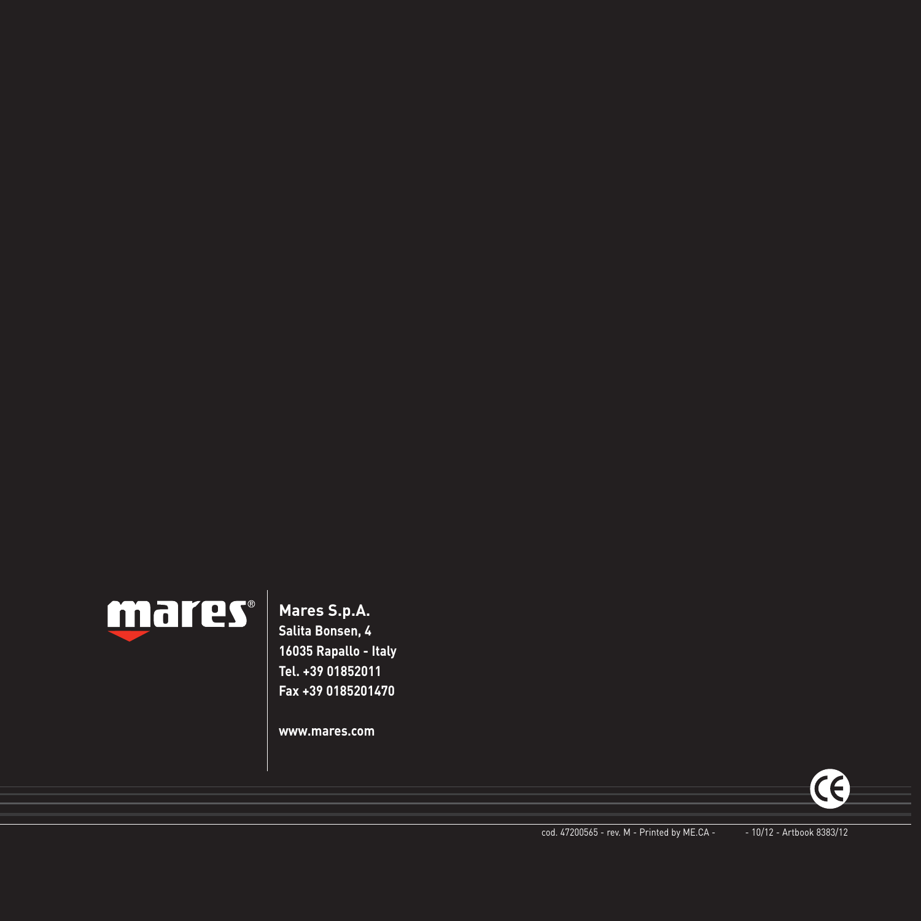mares®

**Mares S.p.A.**
**Salita Bonsen, 4**
**16035 Rapallo - Italy**
**Tel. +39 01852011**
**Fax +39 0185201470**

**www.mares.com**

cod. 47200565 - rev. M - Printed by ME.CA - - 10/12 - Artbook 8383/12